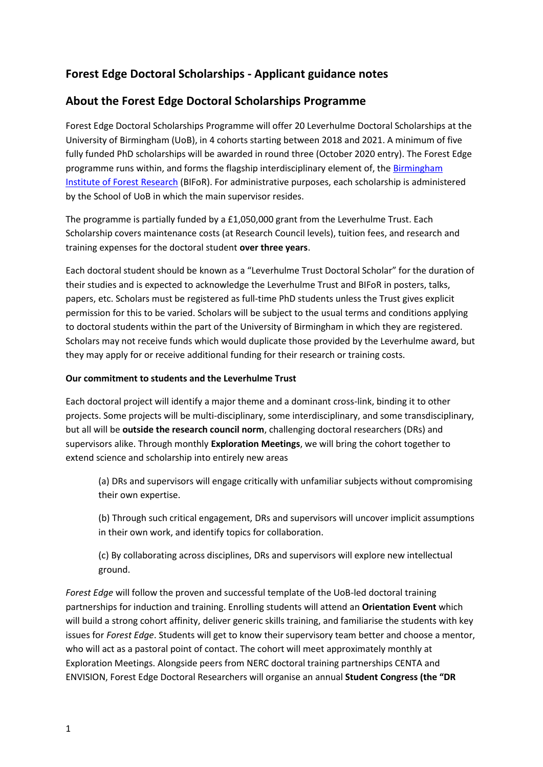## Forest Edge Doctoral Scholarships - Applicant guidance notes

## About the Forest Edge Doctoral Scholarships Programme

Forest Edge Doctoral Scholarships Programme will offer 20 Leverhulme Doctoral Scholarships at the University of Birmingham (UoB), in 4 cohorts starting between 2018 and 2021. A minimum of five fully funded PhD scholarships will be awarded in round three (October 2020 entry). The Forest Edge programme runs within, and forms the flagship interdisciplinary element of, the [Birmingham Institute of Forest Research](Birmingham Institute of Forest Research) (BIFoR). For administrative purposes, each scholarship is administered by the School of UoB in which the main supervisor resides.

The programme is partially funded by a £1,050,000 grant from the Leverhulme Trust. Each Scholarship covers maintenance costs (at Research Council levels), tuition fees, and research and training expenses for the doctoral student **over three years**.

Each doctoral student should be known as a "Leverhulme Trust Doctoral Scholar" for the duration of their studies and is expected to acknowledge the Leverhulme Trust and BIFoR in posters, talks, papers, etc. Scholars must be registered as full-time PhD students unless the Trust gives explicit permission for this to be varied. Scholars will be subject to the usual terms and conditions applying to doctoral students within the part of the University of Birmingham in which they are registered. Scholars may not receive funds which would duplicate those provided by the Leverhulme award, but they may apply for or receive additional funding for their research or training costs.

**Our commitment to students and the Leverhulme Trust**

Each doctoral project will identify a major theme and a dominant cross-link, binding it to other projects. Some projects will be multi-disciplinary, some interdisciplinary, and some transdisciplinary, but all will be **outside the research council norm**, challenging doctoral researchers (DRs) and supervisors alike. Through monthly **Exploration Meetings**, we will bring the cohort together to extend science and scholarship into entirely new areas

(a) DRs and supervisors will engage critically with unfamiliar subjects without compromising their own expertise.

(b) Through such critical engagement, DRs and supervisors will uncover implicit assumptions in their own work, and identify topics for collaboration.

(c) By collaborating across disciplines, DRs and supervisors will explore new intellectual ground.

*Forest Edge* will follow the proven and successful template of the UoB-led doctoral training partnerships for induction and training. Enrolling students will attend an **Orientation Event** which will build a strong cohort affinity, deliver generic skills training, and familiarise the students with key issues for *Forest Edge*. Students will get to know their supervisory team better and choose a mentor, who will act as a pastoral point of contact. The cohort will meet approximately monthly at Exploration Meetings. Alongside peers from NERC doctoral training partnerships CENTA and ENVISION, Forest Edge Doctoral Researchers will organise an annual **Student Congress (the "DR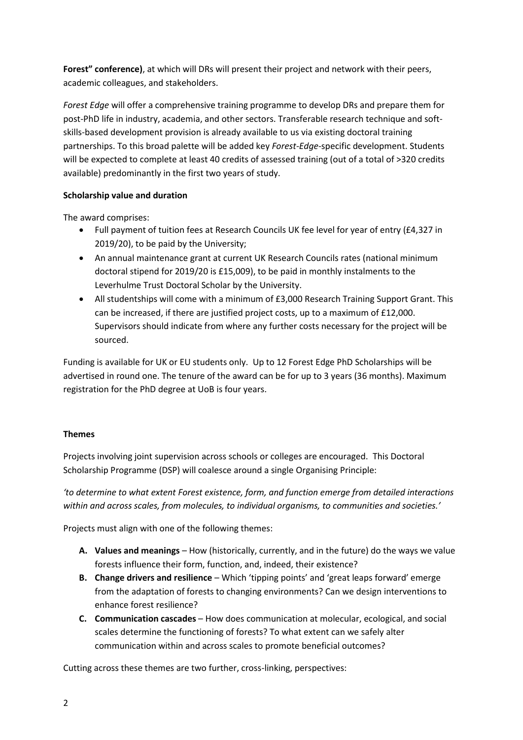**Forest" conference)**, at which will DRs will present their project and network with their peers, academic colleagues, and stakeholders.

*Forest Edge* will offer a comprehensive training programme to develop DRs and prepare them for post-PhD life in industry, academia, and other sectors. Transferable research technique and soft-skills-based development provision is already available to us via existing doctoral training partnerships. To this broad palette will be added key *Forest-Edge*-specific development. Students will be expected to complete at least 40 credits of assessed training (out of a total of >320 credits available) predominantly in the first two years of study.

**Scholarship value and duration**

The award comprises:

- Full payment of tuition fees at Research Councils UK fee level for year of entry (£4,327 in 2019/20), to be paid by the University;
- An annual maintenance grant at current UK Research Councils rates (national minimum doctoral stipend for 2019/20 is £15,009), to be paid in monthly instalments to the Leverhulme Trust Doctoral Scholar by the University.
- All studentships will come with a minimum of £3,000 Research Training Support Grant. This can be increased, if there are justified project costs, up to a maximum of £12,000. Supervisors should indicate from where any further costs necessary for the project will be sourced.

Funding is available for UK or EU students only. Up to 12 Forest Edge PhD Scholarships will be advertised in round one. The tenure of the award can be for up to 3 years (36 months). Maximum registration for the PhD degree at UoB is four years.

**Themes**

Projects involving joint supervision across schools or colleges are encouraged. This Doctoral Scholarship Programme (DSP) will coalesce around a single Organising Principle:

*'to determine to what extent Forest existence, form, and function emerge from detailed interactions within and across scales, from molecules, to individual organisms, to communities and societies.'*

Projects must align with one of the following themes:

- **A. Values and meanings** – How (historically, currently, and in the future) do the ways we value forests influence their form, function, and, indeed, their existence?
- **B. Change drivers and resilience** – Which 'tipping points' and 'great leaps forward' emerge from the adaptation of forests to changing environments? Can we design interventions to enhance forest resilience?
- **C. Communication cascades** – How does communication at molecular, ecological, and social scales determine the functioning of forests? To what extent can we safely alter communication within and across scales to promote beneficial outcomes?

Cutting across these themes are two further, cross-linking, perspectives: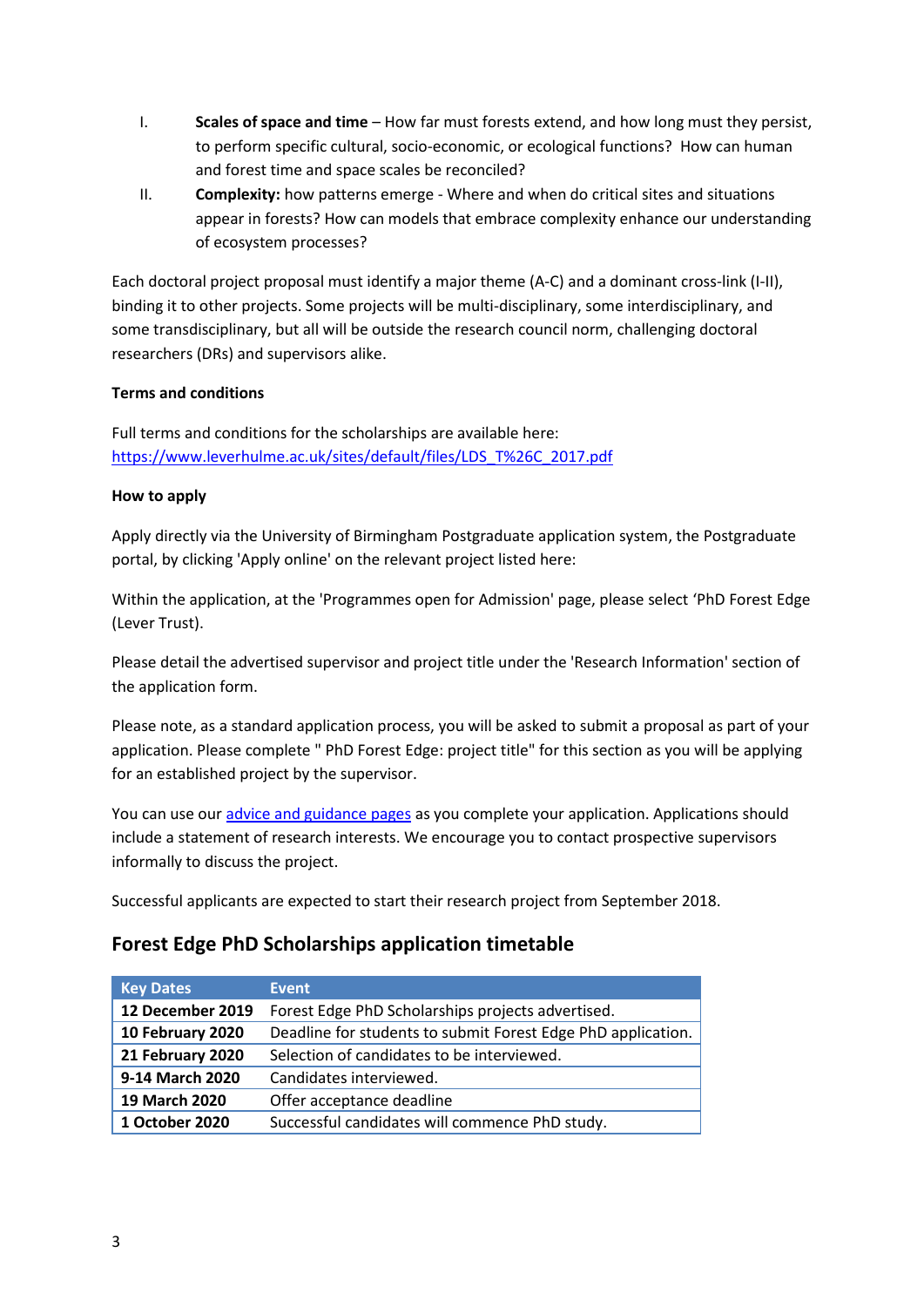I. **Scales of space and time** – How far must forests extend, and how long must they persist, to perform specific cultural, socio-economic, or ecological functions? How can human and forest time and space scales be reconciled?

II. **Complexity:** how patterns emerge - Where and when do critical sites and situations appear in forests? How can models that embrace complexity enhance our understanding of ecosystem processes?

Each doctoral project proposal must identify a major theme (A-C) and a dominant cross-link (I-II), binding it to other projects. Some projects will be multi-disciplinary, some interdisciplinary, and some transdisciplinary, but all will be outside the research council norm, challenging doctoral researchers (DRs) and supervisors alike.

**Terms and conditions**

Full terms and conditions for the scholarships are available here:
https://www.leverhulme.ac.uk/sites/default/files/LDS_T%26C_2017.pdf

**How to apply**

Apply directly via the University of Birmingham Postgraduate application system, the Postgraduate portal, by clicking 'Apply online' on the relevant project listed here:

Within the application, at the 'Programmes open for Admission' page, please select 'PhD Forest Edge (Lever Trust).

Please detail the advertised supervisor and project title under the 'Research Information' section of the application form.

Please note, as a standard application process, you will be asked to submit a proposal as part of your application. Please complete " PhD Forest Edge: project title" for this section as you will be applying for an established project by the supervisor.

You can use our advice and guidance pages as you complete your application. Applications should include a statement of research interests. We encourage you to contact prospective supervisors informally to discuss the project.

Successful applicants are expected to start their research project from September 2018.

## Forest Edge PhD Scholarships application timetable

| Key Dates | Event |
|---|---|
| **12 December 2019** | Forest Edge PhD Scholarships projects advertised. |
| **10 February 2020** | Deadline for students to submit Forest Edge PhD application. |
| **21 February 2020** | Selection of candidates to be interviewed. |
| **9-14 March 2020** | Candidates interviewed. |
| **19 March 2020** | Offer acceptance deadline |
| **1 October 2020** | Successful candidates will commence PhD study. |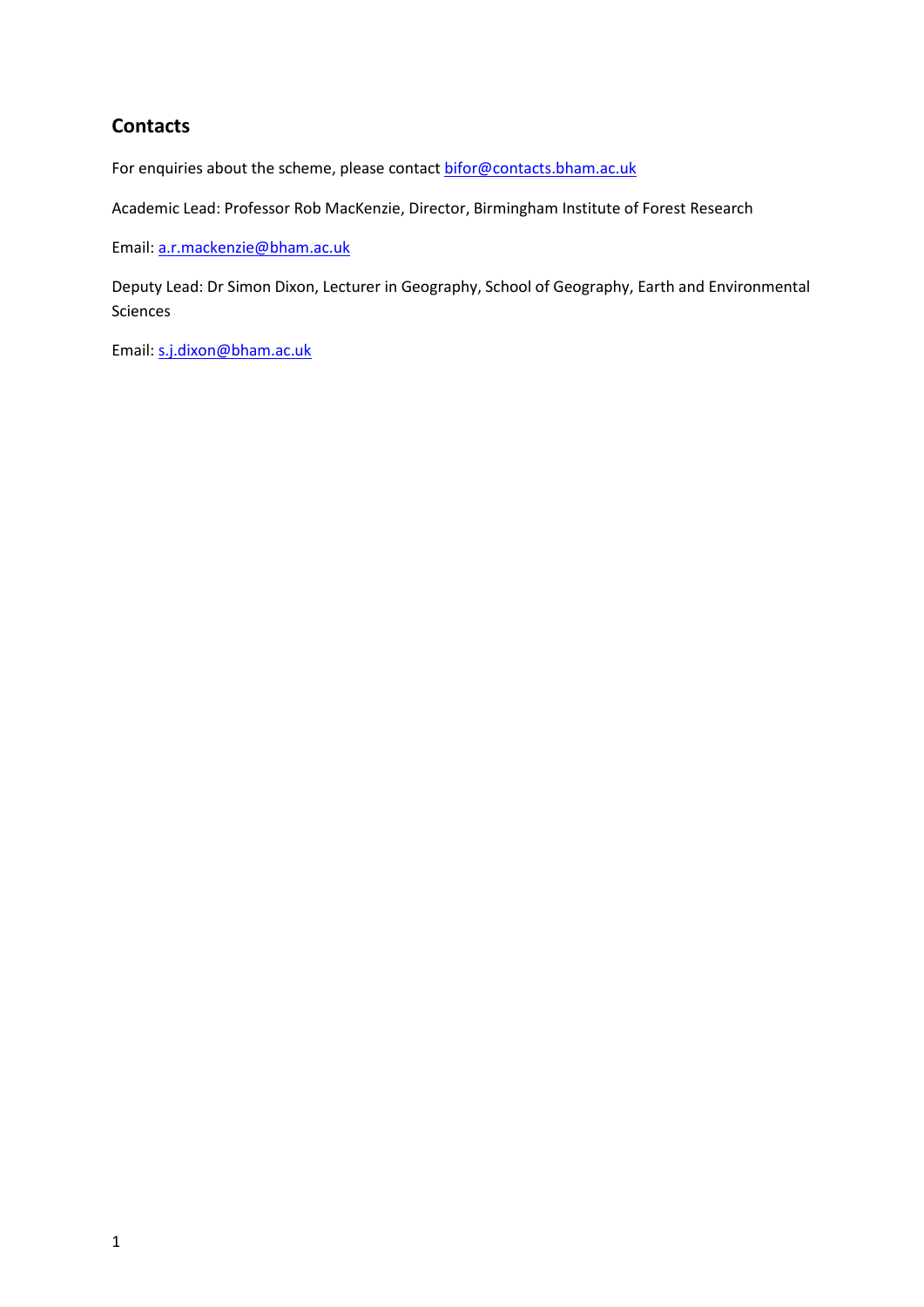## Contacts

For enquiries about the scheme, please contact bifor@contacts.bham.ac.uk

Academic Lead: Professor Rob MacKenzie, Director, Birmingham Institute of Forest Research

Email: a.r.mackenzie@bham.ac.uk

Deputy Lead: Dr Simon Dixon, Lecturer in Geography, School of Geography, Earth and Environmental Sciences

Email: s.j.dixon@bham.ac.uk